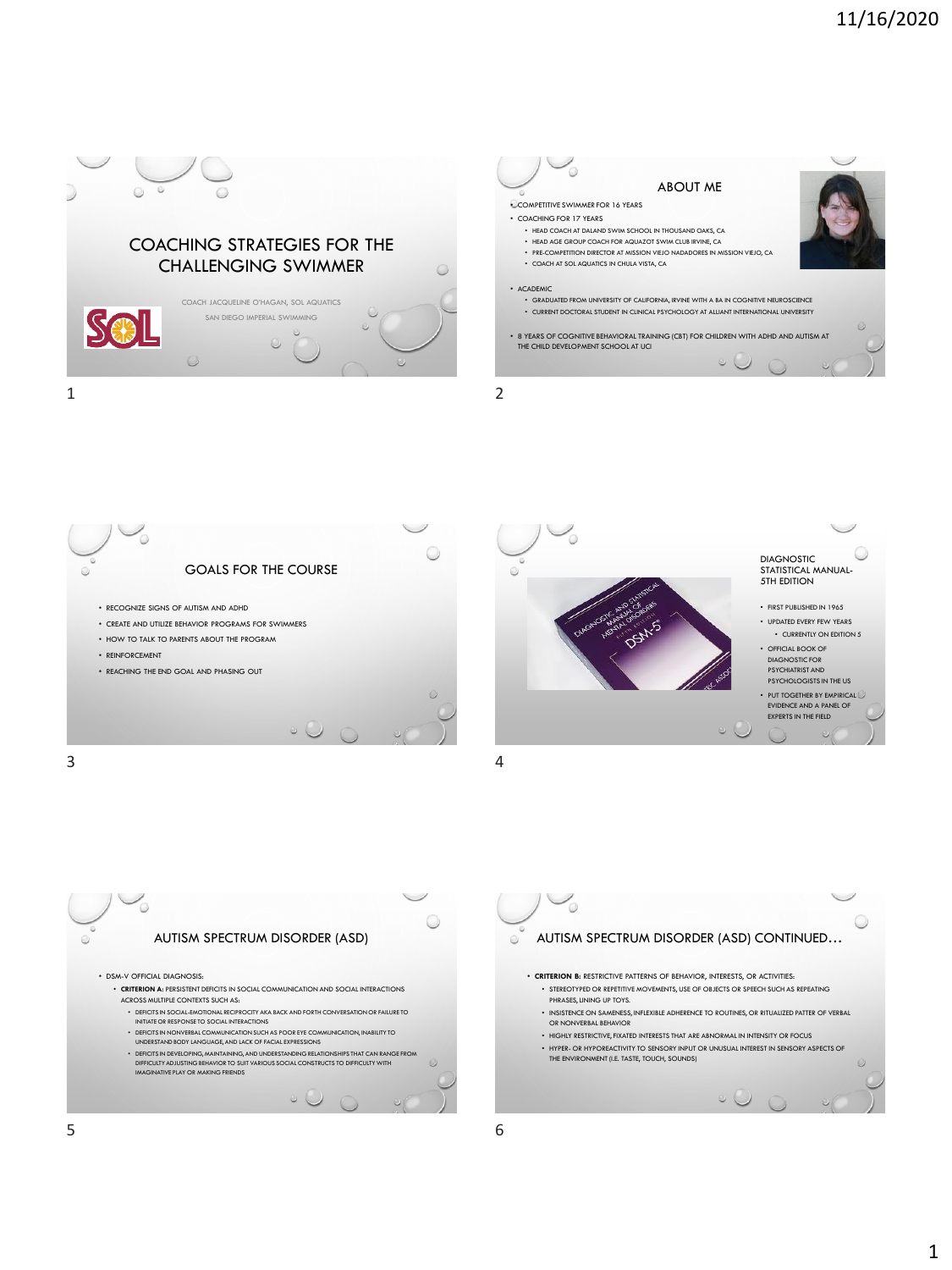# COACHING STRATEGIES FOR THE CHALLENGING SWIMMER

COACH JACQUELINE O'HAGAN, SOL AQUATICS

SAN DIEGO IMPERIAL SWIMMING

## ABOUT ME

- COMPETITIVE SWIMMER FOR 16 YEARS
- COACHING FOR 17 YEARS
  - HEAD COACH AT DALAND SWIM SCHOOL IN THOUSAND OAKS, CA
  - HEAD AGE GROUP COACH FOR AQUAZOT SWIM CLUB IRVINE, CA
  - PRE-COMPETITION DIRECTOR AT MISSION VIEJO NADADORES IN MISSION VIEJO, CA
  - COACH AT SOL AQUATICS IN CHULA VISTA, CA
- ACADEMIC
  - GRADUATED FROM UNIVERSITY OF CALIFORNIA, IRVINE WITH A BA IN COGNITIVE NEUROSCIENCE
  - CURRENT DOCTORAL STUDENT IN CLINICAL PSYCHOLOGY AT ALLIANT INTERNATIONAL UNIVERSITY
- 8 YEARS OF COGNITIVE BEHAVIORAL TRAINING (CBT) FOR CHILDREN WITH ADHD AND AUTISM AT THE CHILD DEVELOPMENT SCHOOL AT UCI

## GOALS FOR THE COURSE

- RECOGNIZE SIGNS OF AUTISM AND ADHD
- CREATE AND UTILIZE BEHAVIOR PROGRAMS FOR SWIMMERS
- HOW TO TALK TO PARENTS ABOUT THE PROGRAM
- REINFORCEMENT
- REACHING THE END GOAL AND PHASING OUT

## DIAGNOSTIC STATISTICAL MANUAL- 5TH EDITION

- FIRST PUBLISHED IN 1965
- UPDATED EVERY FEW YEARS
  - CURRENTLY ON EDITION 5
- OFFICIAL BOOK OF DIAGNOSTIC FOR PSYCHIATRIST AND PSYCHOLOGISTS IN THE US
- PUT TOGETHER BY EMPIRICAL EVIDENCE AND A PANEL OF EXPERTS IN THE FIELD

## AUTISM SPECTRUM DISORDER (ASD)

- DSM-V OFFICIAL DIAGNOSIS:
  - **CRITERION A:** PERSISTENT DEFICITS IN SOCIAL COMMUNICATION AND SOCIAL INTERACTIONS ACROSS MULTIPLE CONTEXTS SUCH AS:
    - DEFICITS IN SOCIAL-EMOTIONAL RECIPROCITY AKA BACK AND FORTH CONVERSATION OR FAILURE TO INITIATE OR RESPONSE TO SOCIAL INTERACTIONS
    - DEFICITS IN NONVERBAL COMMUNICATION SUCH AS POOR EYE COMMUNICATION, INABILITY TO UNDERSTAND BODY LANGUAGE, AND LACK OF FACIAL EXPRESSIONS
    - DEFICITS IN DEVELOPING, MAINTAINING, AND UNDERSTANDING RELATIONSHIPS THAT CAN RANGE FROM DIFFICULTY ADJUSTING BEHAVIOR TO SUIT VARIOUS SOCIAL CONSTRUCTS TO DIFFICULTY WITH IMAGINATIVE PLAY OR MAKING FRIENDS

## AUTISM SPECTRUM DISORDER (ASD) CONTINUED…

- **CRITERION B:** RESTRICTIVE PATTERNS OF BEHAVIOR, INTERESTS, OR ACTIVITIES:
  - STEREOTYPED OR REPETITIVE MOVEMENTS, USE OF OBJECTS OR SPEECH SUCH AS REPEATING PHRASES, LINING UP TOYS.
  - INSISTENCE ON SAMENESS, INFLEXIBLE ADHERENCE TO ROUTINES, OR RITUALIZED PATTER OF VERBAL OR NONVERBAL BEHAVIOR
  - HIGHLY RESTRICTIVE, FIXATED INTERESTS THAT ARE ABNORMAL IN INTENSITY OR FOCUS
  - HYPER- OR HYPOREACTIVITY TO SENSORY INPUT OR UNUSUAL INTEREST IN SENSORY ASPECTS OF THE ENVIRONMENT (I.E. TASTE, TOUCH, SOUNDS)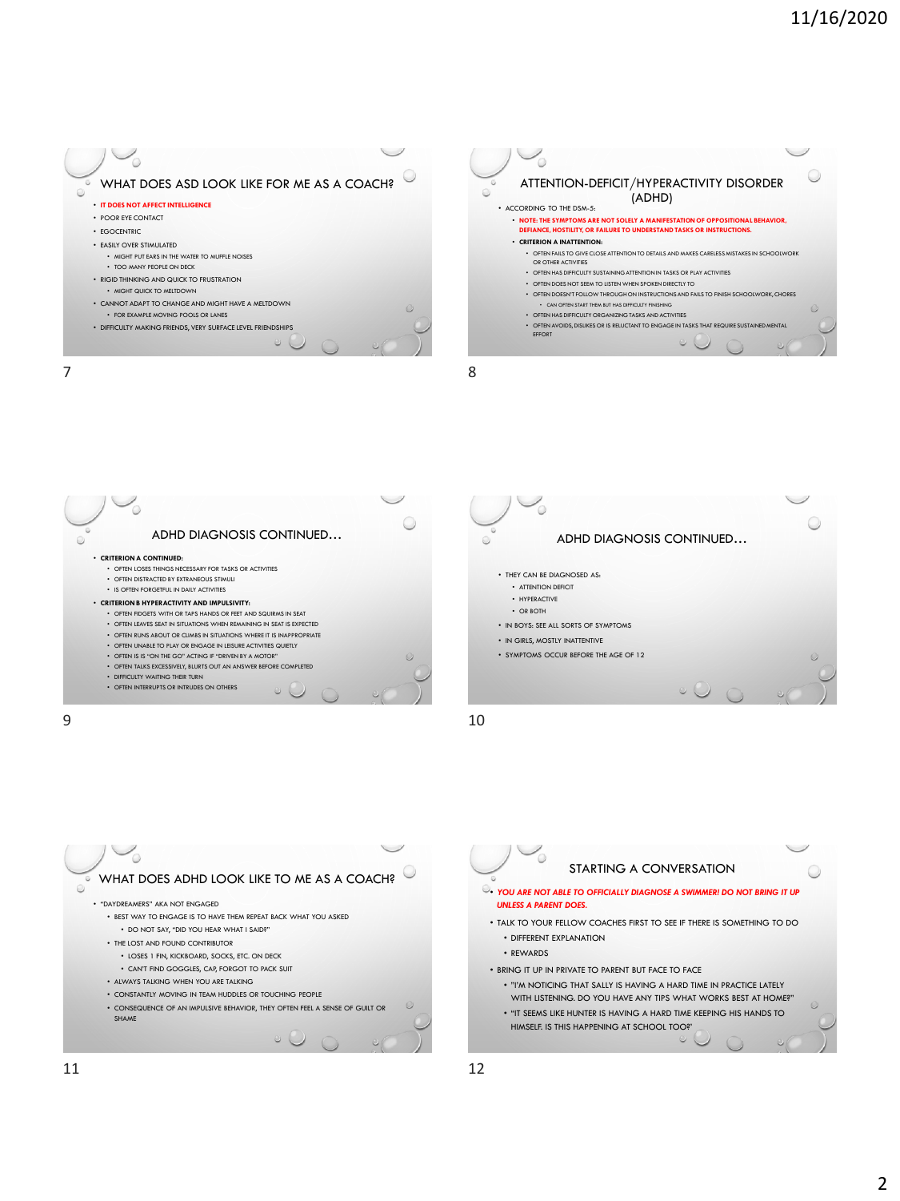## WHAT DOES ASD LOOK LIKE FOR ME AS A COACH?

- **IT DOES NOT AFFECT INTELLIGENCE**
- POOR EYE CONTACT
- EGOCENTRIC
- EASILY OVER STIMULATED
  - MIGHT PUT EARS IN THE WATER TO MUFFLE NOISES
  - TOO MANY PEOPLE ON DECK
- RIGID THINKING AND QUICK TO FRUSTRATION
  - MIGHT QUICK TO MELTDOWN
- CANNOT ADAPT TO CHANGE AND MIGHT HAVE A MELTDOWN
  - FOR EXAMPLE MOVING POOLS OR LANES
- DIFFICULTY MAKING FRIENDS, VERY SURFACE LEVEL FRIENDSHIPS

## ATTENTION-DEFICIT/HYPERACTIVITY DISORDER (ADHD)

- ACCORDING TO THE DSM-5:
  - **NOTE: THE SYMPTOMS ARE NOT SOLELY A MANIFESTATION OF OPPOSITIONAL BEHAVIOR, DEFIANCE, HOSTILITY, OR FAILURE TO UNDERSTAND TASKS OR INSTRUCTIONS.**
  - **CRITERION A INATTENTION:**
    - OFTEN FAILS TO GIVE CLOSE ATTENTION TO DETAILS AND MAKES CARELESS MISTAKES IN SCHOOLWORK OR OTHER ACTIVITIES
    - OFTEN HAS DIFFICULTY SUSTAINING ATTENTION IN TASKS OR PLAY ACTIVITIES
    - OFTEN DOES NOT SEEM TO LISTEN WHEN SPOKEN DIRECTLY TO
    - OFTEN DOESN'T FOLLOW THROUGH ON INSTRUCTIONS AND FAILS TO FINISH SCHOOLWORK, CHORES
      - CAN OFTEN START THEM BUT HAS DIFFICULTY FINISHING
    - OFTEN HAS DIFFICULTY ORGANIZING TASKS AND ACTIVITIES
    - OFTEN AVOIDS, DISLIKES OR IS RELUCTANT TO ENGAGE IN TASKS THAT REQUIRE SUSTAINED MENTAL EFFORT

## ADHD DIAGNOSIS CONTINUED…

- **CRITERION A CONTINUED:**
  - OFTEN LOSES THINGS NECESSARY FOR TASKS OR ACTIVITIES
  - OFTEN DISTRACTED BY EXTRANEOUS STIMULI
  - IS OFTEN FORGETFUL IN DAILY ACTIVITIES
- **CRITERION B HYPERACTIVITY AND IMPULSIVITY:**
  - OFTEN FIDGETS WITH OR TAPS HANDS OR FEET AND SQUIRMS IN SEAT
  - OFTEN LEAVES SEAT IN SITUATIONS WHEN REMAINING IN SEAT IS EXPECTED
  - OFTEN RUNS ABOUT OR CLIMBS IN SITUATIONS WHERE IT IS INAPPROPRIATE
  - OFTEN UNABLE TO PLAY OR ENGAGE IN LEISURE ACTIVITIES QUIETLY
  - OFTEN IS IS "ON THE GO" ACTING IF "DRIVEN BY A MOTOR"
  - OFTEN TALKS EXCESSIVELY, BLURTS OUT AN ANSWER BEFORE COMPLETED
  - DIFFICULTY WAITING THEIR TURN
  - OFTEN INTERRUPTS OR INTRUDES ON OTHERS

## ADHD DIAGNOSIS CONTINUED…

- THEY CAN BE DIAGNOSED AS:
  - ATTENTION DEFICIT
  - HYPERACTIVE
  - OR BOTH
- IN BOYS: SEE ALL SORTS OF SYMPTOMS
- IN GIRLS, MOSTLY INATTENTIVE
- SYMPTOMS OCCUR BEFORE THE AGE OF 12

## WHAT DOES ADHD LOOK LIKE TO ME AS A COACH?

- "DAYDREAMERS" AKA NOT ENGAGED
  - BEST WAY TO ENGAGE IS TO HAVE THEM REPEAT BACK WHAT YOU ASKED
    - DO NOT SAY, "DID YOU HEAR WHAT I SAID?"
  - THE LOST AND FOUND CONTRIBUTOR
    - LOSES 1 FIN, KICKBOARD, SOCKS, ETC. ON DECK
    - CAN'T FIND GOGGLES, CAP, FORGOT TO PACK SUIT
  - ALWAYS TALKING WHEN YOU ARE TALKING
  - CONSTANTLY MOVING IN TEAM HUDDLES OR TOUCHING PEOPLE
  - CONSEQUENCE OF AN IMPULSIVE BEHAVIOR, THEY OFTEN FEEL A SENSE OF GUILT OR SHAME

## STARTING A CONVERSATION

- ***YOU ARE NOT ABLE TO OFFICIALLY DIAGNOSE A SWIMMER! DO NOT BRING IT UP UNLESS A PARENT DOES.***
- TALK TO YOUR FELLOW COACHES FIRST TO SEE IF THERE IS SOMETHING TO DO
  - DIFFERENT EXPLANATION
  - REWARDS
- BRING IT UP IN PRIVATE TO PARENT BUT FACE TO FACE
  - "I'M NOTICING THAT SALLY IS HAVING A HARD TIME IN PRACTICE LATELY WITH LISTENING. DO YOU HAVE ANY TIPS WHAT WORKS BEST AT HOME?"
  - "IT SEEMS LIKE HUNTER IS HAVING A HARD TIME KEEPING HIS HANDS TO HIMSELF. IS THIS HAPPENING AT SCHOOL TOO?"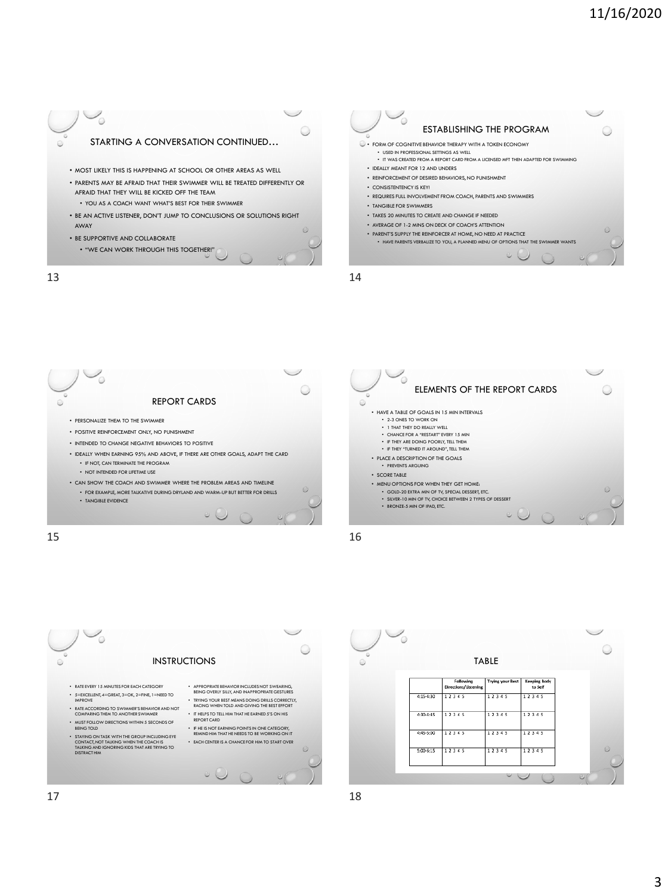## STARTING A CONVERSATION CONTINUED…

- MOST LIKELY THIS IS HAPPENING AT SCHOOL OR OTHER AREAS AS WELL
- PARENTS MAY BE AFRAID THAT THEIR SWIMMER WILL BE TREATED DIFFERENTLY OR AFRAID THAT THEY WILL BE KICKED OFF THE TEAM
  - YOU AS A COACH WANT WHAT'S BEST FOR THEIR SWIMMER
- BE AN ACTIVE LISTENER, DON'T JUMP TO CONCLUSIONS OR SOLUTIONS RIGHT AWAY
- BE SUPPORTIVE AND COLLABORATE
  - "WE CAN WORK THROUGH THIS TOGETHER!"

## ESTABLISHING THE PROGRAM

- FORM OF COGNITIVE BEHAVIOR THERAPY WITH A TOKEN ECONOMY
  - USED IN PROFESSIONAL SETTINGS AS WELL
  - IT WAS CREATED FROM A REPORT CARD FROM A LICENSED MFT THEN ADAPTED FOR SWIMMING
- IDEALLY MEANT FOR 12 AND UNDERS
- REINFORCEMENT OF DESIRED BEHAVIORS, NO PUNISHMENT
- CONSISTENTENCY IS KEY!
- REQUIRES FULL INVOLVEMENT FROM COACH, PARENTS AND SWIMMERS
- TANGIBLE FOR SWIMMERS
- TAKES 20 MINUTES TO CREATE AND CHANGE IF NEEDED
- AVERAGE OF 1-2 MINS ON DECK OF COACH'S ATTENTION
- PARENT'S SUPPLY THE REINFORCER AT HOME, NO NEED AT PRACTICE
  - HAVE PARENTS VERBALIZE TO YOU, A PLANNED MENU OF OPTIONS THAT THE SWIMMER WANTS

## REPORT CARDS

- PERSONALIZE THEM TO THE SWIMMER
- POSITIVE REINFORCEMENT ONLY, NO PUNISHMENT
- INTENDED TO CHANGE NEGATIVE BEHAVIORS TO POSITIVE
- IDEALLY WHEN EARNING 95% AND ABOVE, IF THERE ARE OTHER GOALS, ADAPT THE CARD
  - IF NOT, CAN TERMINATE THE PROGRAM
  - NOT INTENDED FOR LIFETIME USE
- CAN SHOW THE COACH AND SWIMMER WHERE THE PROBLEM AREAS AND TIMELINE
  - FOR EXAMPLE, MORE TALKATIVE DURING DRYLAND AND WARM-UP BUT BETTER FOR DRILLS
  - TANGIBLE EVIDENCE

## ELEMENTS OF THE REPORT CARDS

- HAVE A TABLE OF GOALS IN 15 MIN INTERVALS
  - 2-3 ONES TO WORK ON
  - 1 THAT THEY DO REALLY WELL
  - CHANCE FOR A "RESTART" EVERY 15 MIN
  - IF THEY ARE DOING POORLY, TELL THEM
  - IF THEY "TURNED IT AROUND", TELL THEM
- PLACE A DESCRIPTION OF THE GOALS
  - PREVENTS ARGUING
- SCORE TABLE
- MENU OPTIONS FOR WHEN THEY GET HOME:
  - GOLD-20 EXTRA MIN OF TV, SPECIAL DESSERT, ETC.
  - SILVER-10 MIN OF TV, CHOICE BETWEEN 2 TYPES OF DESSERT
  - BRONZE-5 MIN OF IPAD, ETC.

## INSTRUCTIONS

- RATE EVERY 15 MINUTES FOR EACH CATEGORY
- 5=EXCELLENT, 4=GREAT, 3=OK, 2=FINE, 1=NEED TO IMPROVE
- RATE ACCORDING TO SWIMMER'S BEHAVIOR AND NOT COMPARING THEM TO ANOTHER SWIMMER
- MUST FOLLOW DIRECTIONS WITHIN 5 SECONDS OF BEING TOLD
- STAYING ON TASK WITH THE GROUP INCLUDING EYE CONTACT, NOT TALKING WHEN THE COACH IS TALKING AND IGNORING KIDS THAT ARE TRYING TO DISTRACT HIM
- APPROPRIATE BEHAVIOR INCLUDES NOT SWEARING, BEING OVERLY SILLY, AND INAPPROPRIATE GESTURES
- TRYING YOUR BEST MEANS DOING DRILLS CORRECTLY, RACING WHEN TOLD AND GIVING THE BEST EFFORT
- IT HELPS TO TELL HIM THAT HE EARNED 5'S ON HIS REPORT CARD
- IF HE IS NOT EARNING POINTS IN ONE CATEGORY, REMIND HIM THAT HE NEEDS TO BE WORKING ON IT
- EACH CENTER IS A CHANCE FOR HIM TO START OVER

## TABLE

| | Following Directions/Listening | Trying your Best | Keeping Body to Self |
|---|---|---|---|
| 4:15-4:30 | 1 2 3 4 5 | 1 2 3 4 5 | 1 2 3 4 5 |
| 4:30-4:45 | 1 2 3 4 5 | 1 2 3 4 5 | 1 2 3 4 5 |
| 4:45-5:00 | 1 2 3 4 5 | 1 2 3 4 5 | 1 2 3 4 5 |
| 5:00-5:15 | 1 2 3 4 5 | 1 2 3 4 5 | 1 2 3 4 5 |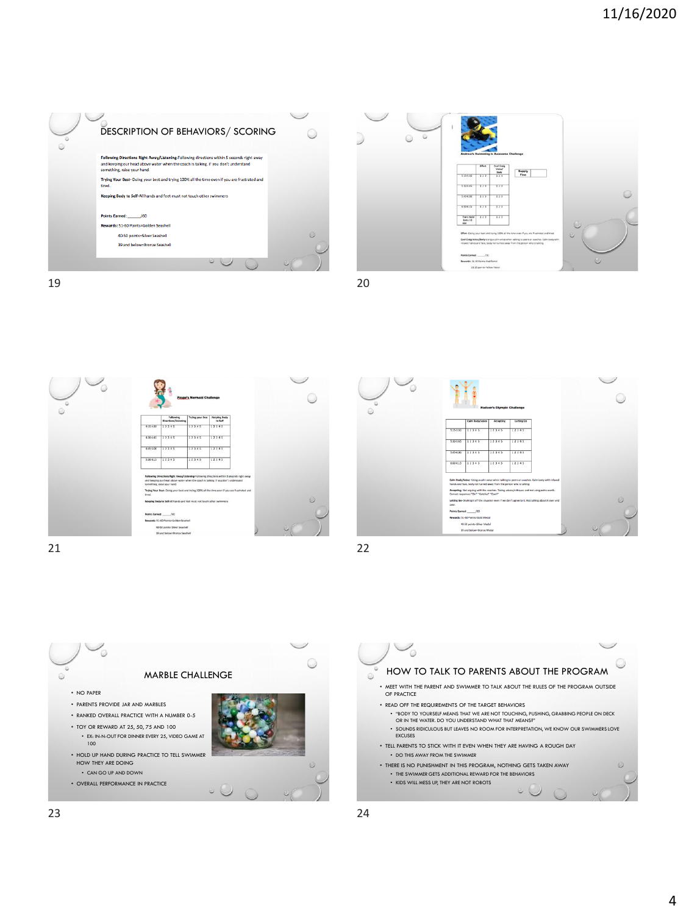## DESCRIPTION OF BEHAVIORS/ SCORING

**Following Directions Right Away/Listening**-Following directions within 5 seconds right away and keeping our head above water when the coach is talking. If you don't understand something, raise your hand

**Trying Your Best**- Doing your best and trying 100% all the time even if you are frustrated and tired.

**Keeping Body to Self**-All hands and feet must not touch other swimmers

**Points Earned:** _____/60

**Rewards:** 51-60 Points=Golden Seashell

40-50 points=Silver Seashell

39 and below=Bronze Seashell

## MARBLE CHALLENGE

- NO PAPER
- PARENTS PROVIDE JAR AND MARBLES
- RANKED OVERALL PRACTICE WITH A NUMBER 0-5
- TOY OR REWARD AT 25, 50, 75 AND 100
  - EX: IN-N-OUT FOR DINNER EVERY 25, VIDEO GAME AT 100
- HOLD UP HAND DURING PRACTICE TO TELL SWIMMER HOW THEY ARE DOING
  - CAN GO UP AND DOWN
- OVERALL PERFORMANCE IN PRACTICE

## HOW TO TALK TO PARENTS ABOUT THE PROGRAM

- MEET WITH THE PARENT AND SWIMMER TO TALK ABOUT THE RULES OF THE PROGRAM OUTSIDE OF PRACTICE
- READ OFF THE REQUIREMENTS OF THE TARGET BEHAVIORS
  - "BODY TO YOURSELF MEANS THAT WE ARE NOT TOUCHING, PUSHING, GRABBING PEOPLE ON DECK OR IN THE WATER. DO YOU UNDERSTAND WHAT THAT MEANS?"
  - SOUNDS RIDICULOUS BUT LEAVES NO ROOM FOR INTERPRETATION, WE KNOW OUR SWIMMERS LOVE EXCUSES
- TELL PARENTS TO STICK WITH IT EVEN WHEN THEY ARE HAVING A ROUGH DAY
  - DO THIS AWAY FROM THE SWIMMER
- THERE IS NO PUNISHMENT IN THIS PROGRAM, NOTHING GETS TAKEN AWAY
  - THE SWIMMER GETS ADDITIONAL REWARD FOR THE BEHAVIORS
  - KIDS WILL MESS UP, THEY ARE NOT ROBOTS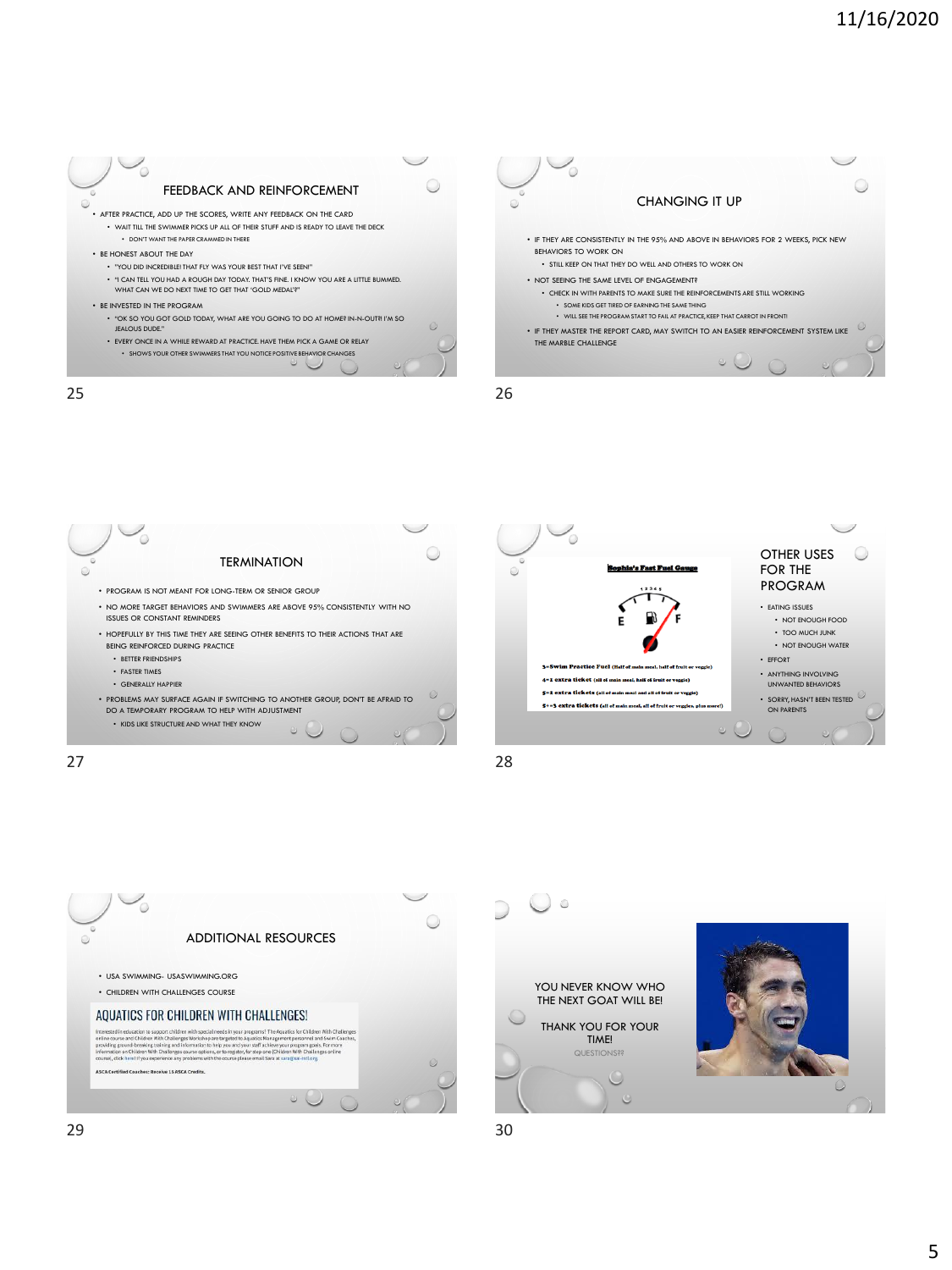## FEEDBACK AND REINFORCEMENT

- AFTER PRACTICE, ADD UP THE SCORES, WRITE ANY FEEDBACK ON THE CARD
  - WAIT TILL THE SWIMMER PICKS UP ALL OF THEIR STUFF AND IS READY TO LEAVE THE DECK
    - DON'T WANT THE PAPER CRAMMED IN THERE
- BE HONEST ABOUT THE DAY
  - "YOU DID INCREDIBLE! THAT FLY WAS YOUR BEST THAT I'VE SEEN!"
  - "I CAN TELL YOU HAD A ROUGH DAY TODAY. THAT'S FINE. I KNOW YOU ARE A LITTLE BUMMED. WHAT CAN WE DO NEXT TIME TO GET THAT 'GOLD MEDAL'?"
- BE INVESTED IN THE PROGRAM
  - "OK SO YOU GOT GOLD TODAY, WHAT ARE YOU GOING TO DO AT HOME? IN-N-OUT?! I'M SO JEALOUS DUDE."
  - EVERY ONCE IN A WHILE REWARD AT PRACTICE. HAVE THEM PICK A GAME OR RELAY
    - SHOWS YOUR OTHER SWIMMERS THAT YOU NOTICE POSITIVE BEHAVIOR CHANGES

## CHANGING IT UP

- IF THEY ARE CONSISTENTLY IN THE 95% AND ABOVE IN BEHAVIORS FOR 2 WEEKS, PICK NEW BEHAVIORS TO WORK ON
  - STILL KEEP ON THAT THEY DO WELL AND OTHERS TO WORK ON
- NOT SEEING THE SAME LEVEL OF ENGAGEMENT?
  - CHECK IN WITH PARENTS TO MAKE SURE THE REINFORCEMENTS ARE STILL WORKING
    - SOME KIDS GET TIRED OF EARNING THE SAME THING
    - WILL SEE THE PROGRAM START TO FAIL AT PRACTICE, KEEP THAT CARROT IN FRONT!
- IF THEY MASTER THE REPORT CARD, MAY SWITCH TO AN EASIER REINFORCEMENT SYSTEM LIKE THE MARBLE CHALLENGE

## TERMINATION

- PROGRAM IS NOT MEANT FOR LONG-TERM OR SENIOR GROUP
- NO MORE TARGET BEHAVIORS AND SWIMMERS ARE ABOVE 95% CONSISTENTLY WITH NO ISSUES OR CONSTANT REMINDERS
- HOPEFULLY BY THIS TIME THEY ARE SEEING OTHER BENEFITS TO THEIR ACTIONS THAT ARE BEING REINFORCED DURING PRACTICE
  - BETTER FRIENDSHIPS
  - FASTER TIMES
  - GENERALLY HAPPIER
- PROBLEMS MAY SURFACE AGAIN IF SWITCHING TO ANOTHER GROUP, DON'T BE AFRAID TO DO A TEMPORARY PROGRAM TO HELP WITH ADJUSTMENT
  - KIDS LIKE STRUCTURE AND WHAT THEY KNOW

## OTHER USES FOR THE PROGRAM

**Sophia's Fast Fuel Gauge**

1 2 3 4 5

E F

3=Swim Practice Fuel (Half of main meal, half of fruit or veggie)

4=1 extra ticket (all of main meal, half of fruit or veggie)

5=2 extra tickets (all of main meal and all of fruit or veggie)

5++3 extra tickets (all of main meal, all of fruit or veggies, plus more!)

- EATING ISSUES
  - NOT ENOUGH FOOD
  - TOO MUCH JUNK
  - NOT ENOUGH WATER
- EFFORT
- ANYTHING INVOLVING UNWANTED BEHAVIORS
- SORRY, HASN'T BEEN TESTED ON PARENTS

## ADDITIONAL RESOURCES

- USA SWIMMING- USASWIMMING.ORG
- CHILDREN WITH CHALLENGES COURSE

**AQUATICS FOR CHILDREN WITH CHALLENGES!**

Interested in education to support children with special needs in your programs? The Aquatics for Children With Challenges online course and Children With Challenges Workshop are targeted to Aquatics Management personnel and Swim Coaches, providing ground-breaking training and information to help you and your staff achieve your program goals. For more information on Children With Challenges course options, or to register, for step one (Children With Challenges online course), click here! If you experience any problems with the course please email Sara at sara@asi-intl.org.

**ASCA Certified Coaches: Receive 15 ASCA Credits.**

---

YOU NEVER KNOW WHO THE NEXT GOAT WILL BE!

THANK YOU FOR YOUR TIME!

QUESTIONS??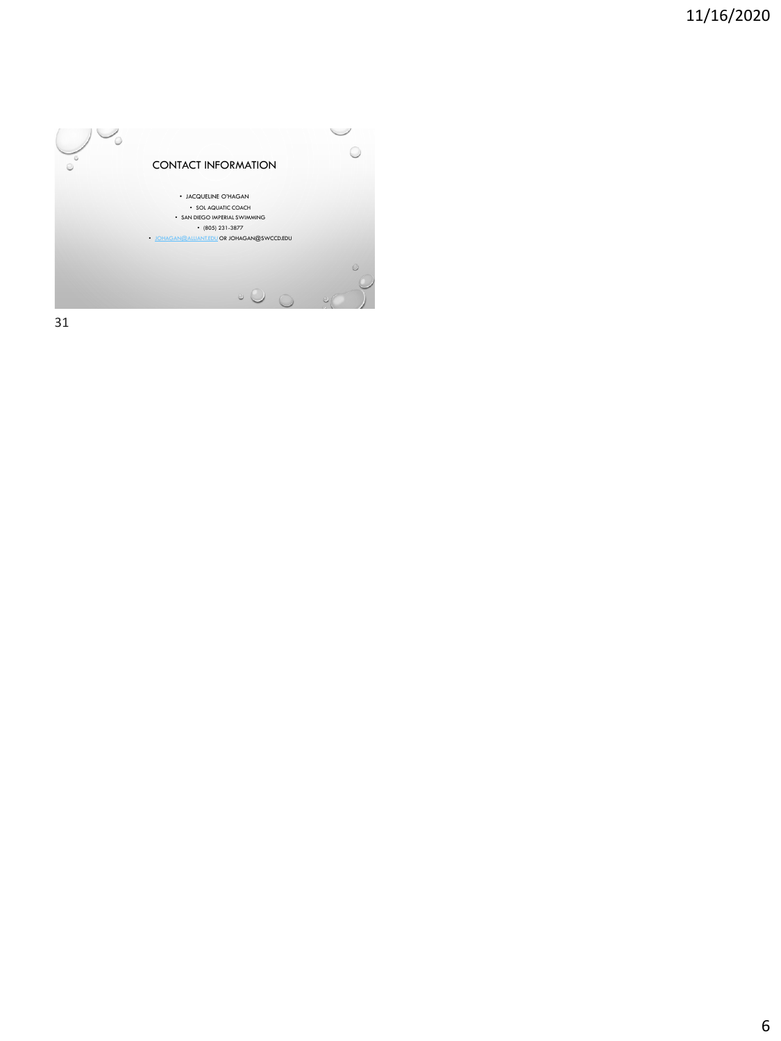## CONTACT INFORMATION

- JACQUELINE O'HAGAN
  - SOL AQUATIC COACH
- SAN DIEGO IMPERIAL SWIMMING
  - (805) 231-3877
- JOHAGAN@ALLIANT.EDU OR JOHAGAN@SWCCD.EDU